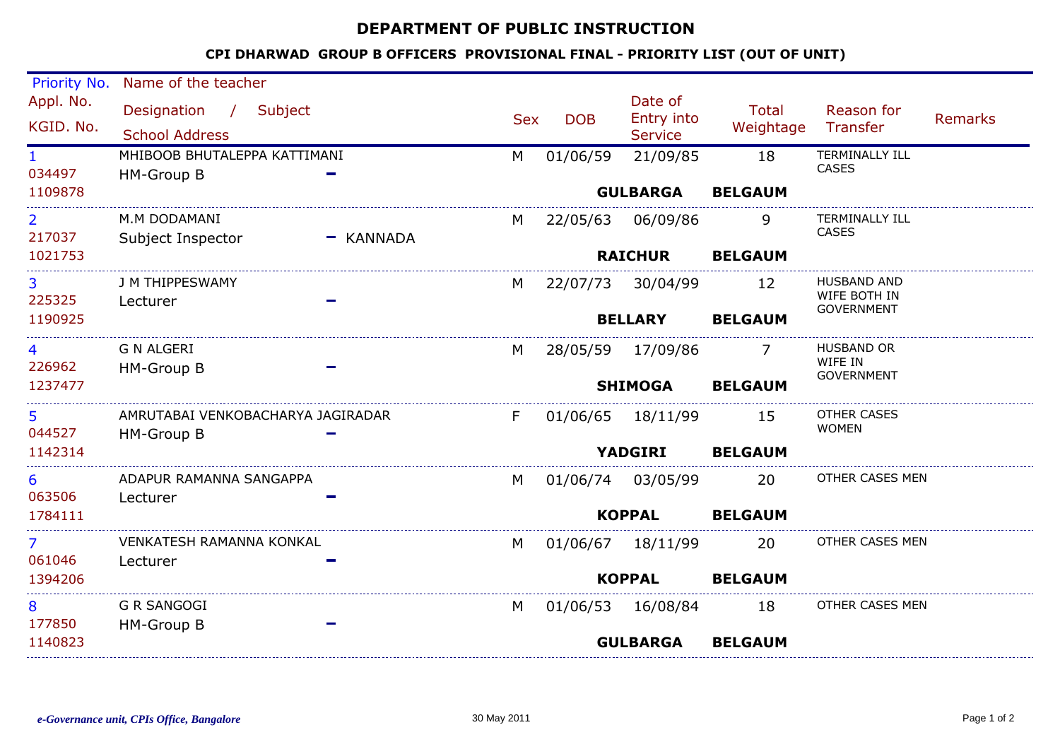# DEPARTMENT OF PUBLIC INSTRUCTION

## CPI DHARWAD GROUP B OFFICERS PROVISIONAL FINAL - PRIORITY LIST (OUT OF UNIT)

| Priority No. / Appl. No. / KGID. No. | Name of the teacher / Designation / Subject / School Address | Sex | DOB | Date of Entry into Service | Total Weightage | Reason for Transfer | Remarks |
|---|---|---|---|---|---|---|---|
| 1<br>034497<br>1109878 | MHIBOOB BHUTALEPPA KATTIMANI<br>HM-Group B - | M | 01/06/59 | 21/09/85<br>**GULBARGA** | 18<br>**BELGAUM** | TERMINALLY ILL CASES | |
| 2<br>217037<br>1021753 | M.M DODAMANI<br>Subject Inspector - KANNADA | M | 22/05/63 | 06/09/86<br>**RAICHUR** | 9<br>**BELGAUM** | TERMINALLY ILL CASES | |
| 3<br>225325<br>1190925 | J M THIPPESWAMY<br>Lecturer - | M | 22/07/73 | 30/04/99<br>**BELLARY** | 12<br>**BELGAUM** | HUSBAND AND WIFE BOTH IN GOVERNMENT | |
| 4<br>226962<br>1237477 | G N ALGERI<br>HM-Group B - | M | 28/05/59 | 17/09/86<br>**SHIMOGA** | 7<br>**BELGAUM** | HUSBAND OR WIFE IN GOVERNMENT | |
| 5<br>044527<br>1142314 | AMRUTABAI VENKOBACHARYA JAGIRADAR<br>HM-Group B - | F | 01/06/65 | 18/11/99<br>**YADGIRI** | 15<br>**BELGAUM** | OTHER CASES WOMEN | |
| 6<br>063506<br>1784111 | ADAPUR RAMANNA SANGAPPA<br>Lecturer - | M | 01/06/74 | 03/05/99<br>**KOPPAL** | 20<br>**BELGAUM** | OTHER CASES MEN | |
| 7<br>061046<br>1394206 | VENKATESH RAMANNA KONKAL<br>Lecturer - | M | 01/06/67 | 18/11/99<br>**KOPPAL** | 20<br>**BELGAUM** | OTHER CASES MEN | |
| 8<br>177850<br>1140823 | G R SANGOGI<br>HM-Group B - | M | 01/06/53 | 16/08/84<br>**GULBARGA** | 18<br>**BELGAUM** | OTHER CASES MEN | |

*e-Governance unit, CPIs Office, Bangalore*

30 May 2011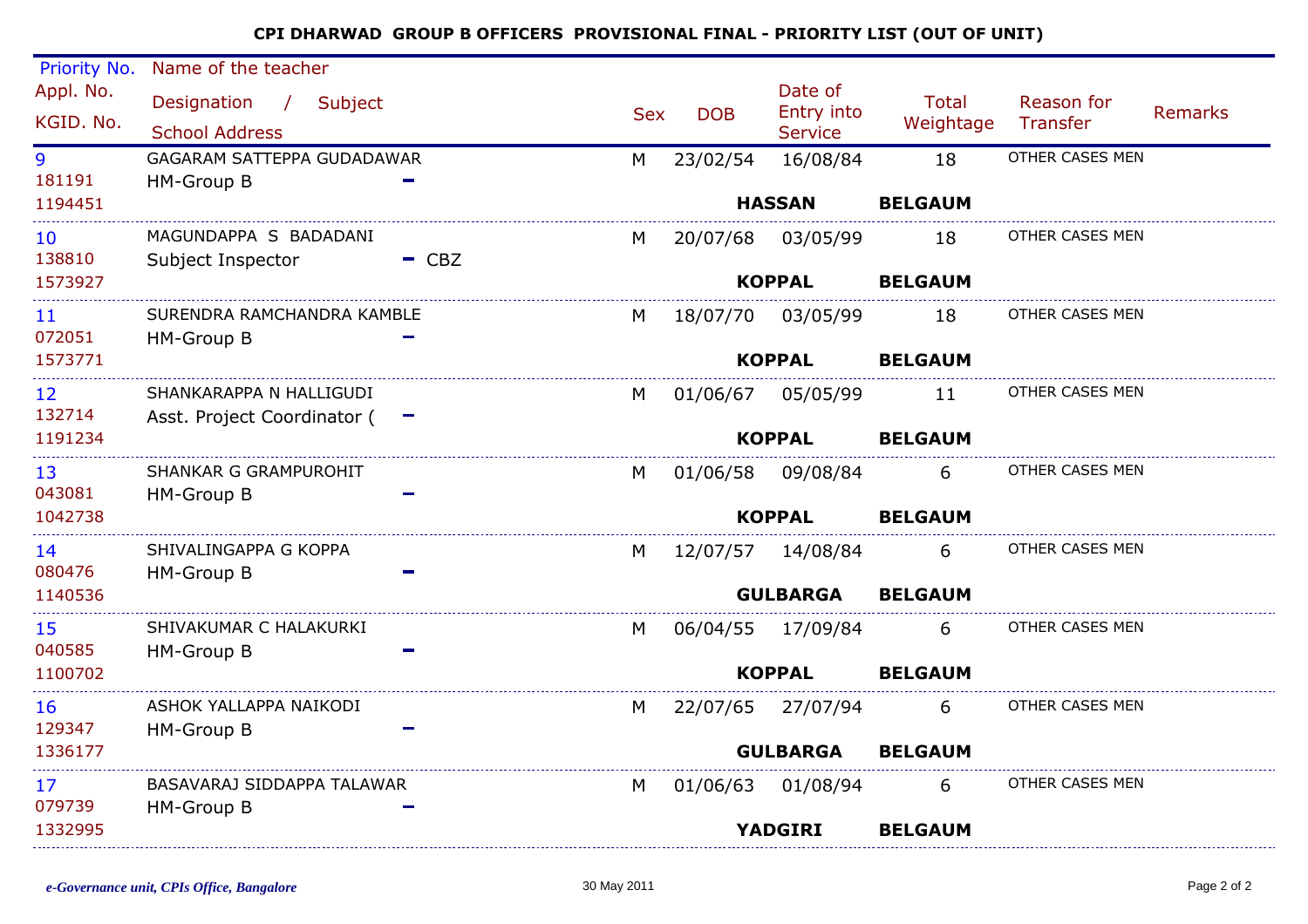**CPI DHARWAD GROUP B OFFICERS PROVISIONAL FINAL - PRIORITY LIST (OUT OF UNIT)**

| Priority No. / Appl. No. / KGID. No. | Name of the teacher / Designation / Subject / School Address | Sex | DOB | Date of Entry into Service | Total Weightage | Reason for Transfer | Remarks |
|---|---|---|---|---|---|---|---|
| 9<br>181191<br>1194451 | GAGARAM SATTEPPA GUDADAWAR<br>HM-Group B - | M | 23/02/54 | 16/08/84<br>**HASSAN** | 18<br>**BELGAUM** | OTHER CASES MEN | |
| 10<br>138810<br>1573927 | MAGUNDAPPA S BADADANI<br>Subject Inspector - CBZ | M | 20/07/68 | 03/05/99<br>**KOPPAL** | 18<br>**BELGAUM** | OTHER CASES MEN | |
| 11<br>072051<br>1573771 | SURENDRA RAMCHANDRA KAMBLE<br>HM-Group B - | M | 18/07/70 | 03/05/99<br>**KOPPAL** | 18<br>**BELGAUM** | OTHER CASES MEN | |
| 12<br>132714<br>1191234 | SHANKARAPPA N HALLIGUDI<br>Asst. Project Coordinator ( - | M | 01/06/67 | 05/05/99<br>**KOPPAL** | 11<br>**BELGAUM** | OTHER CASES MEN | |
| 13<br>043081<br>1042738 | SHANKAR G GRAMPUROHIT<br>HM-Group B - | M | 01/06/58 | 09/08/84<br>**KOPPAL** | 6<br>**BELGAUM** | OTHER CASES MEN | |
| 14<br>080476<br>1140536 | SHIVALINGAPPA G KOPPA<br>HM-Group B - | M | 12/07/57 | 14/08/84<br>**GULBARGA** | 6<br>**BELGAUM** | OTHER CASES MEN | |
| 15<br>040585<br>1100702 | SHIVAKUMAR C HALAKURKI<br>HM-Group B - | M | 06/04/55 | 17/09/84<br>**KOPPAL** | 6<br>**BELGAUM** | OTHER CASES MEN | |
| 16<br>129347<br>1336177 | ASHOK YALLAPPA NAIKODI<br>HM-Group B - | M | 22/07/65 | 27/07/94<br>**GULBARGA** | 6<br>**BELGAUM** | OTHER CASES MEN | |
| 17<br>079739<br>1332995 | BASAVARAJ SIDDAPPA TALAWAR<br>HM-Group B - | M | 01/06/63 | 01/08/94<br>**YADGIRI** | 6<br>**BELGAUM** | OTHER CASES MEN | |

*e-Governance unit, CPIs Office, Bangalore* 30 May 2011